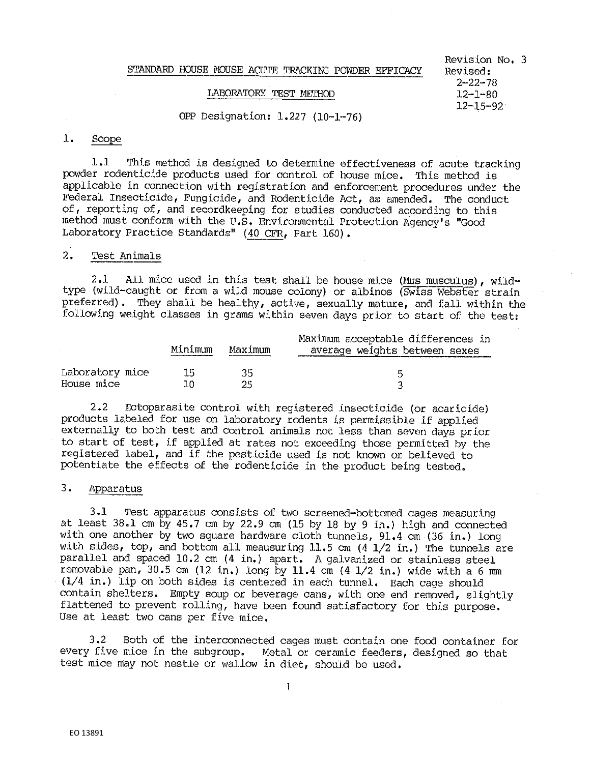Revision No. 3
Revised:
2-22-78
12-1-80
12-15-92

# STANDARD HOUSE MOUSE ACUTE TRACKING POWDER EFFICACY

## LABORATORY TEST METHOD

OPP Designation: 1.227 (10-1-76)

## 1. Scope

1.1 This method is designed to determine effectiveness of acute tracking powder rodenticide products used for control of house mice. This method is applicable in connection with registration and enforcement procedures under the Federal Insecticide, Fungicide, and Rodenticide Act, as amended. The conduct of, reporting of, and recordkeeping for studies conducted according to this method must conform with the U.S. Environmental Protection Agency's "Good Laboratory Practice Standards" (40 CFR, Part 160).

## 2. Test Animals

2.1 All mice used in this test shall be house mice (Mus musculus), wild-type (wild-caught or from a wild mouse colony) or albinos (Swiss Webster strain preferred). They shall be healthy, active, sexually mature, and fall within the following weight classes in grams within seven days prior to start of the test:

| | Minimum | Maximum | Maximum acceptable differences in average weights between sexes |
|---|---|---|---|
| Laboratory mice | 15 | 35 | 5 |
| House mice | 10 | 25 | 3 |

2.2 Ectoparasite control with registered insecticide (or acaricide) products labeled for use on laboratory rodents is permissible if applied externally to both test and control animals not less than seven days prior to start of test, if applied at rates not exceeding those permitted by the registered label, and if the pesticide used is not known or believed to potentiate the effects of the rodenticide in the product being tested.

## 3. Apparatus

3.1 Test apparatus consists of two screened-bottomed cages measuring at least 38.1 cm by 45.7 cm by 22.9 cm (15 by 18 by 9 in.) high and connected with one another by two square hardware cloth tunnels, 91.4 cm (36 in.) long with sides, top, and bottom all meausuring 11.5 cm (4 1/2 in.) The tunnels are parallel and spaced 10.2 cm (4 in.) apart. A galvanized or stainless steel removable pan, 30.5 cm (12 in.) long by 11.4 cm (4 1/2 in.) wide with a 6 mm (1/4 in.) lip on both sides is centered in each tunnel. Each cage should contain shelters. Empty soup or beverage cans, with one end removed, slightly flattened to prevent rolling, have been found satisfactory for this purpose. Use at least two cans per five mice.

3.2 Both of the interconnected cages must contain one food container for every five mice in the subgroup. Metal or ceramic feeders, designed so that test mice may not nestle or wallow in diet, should be used.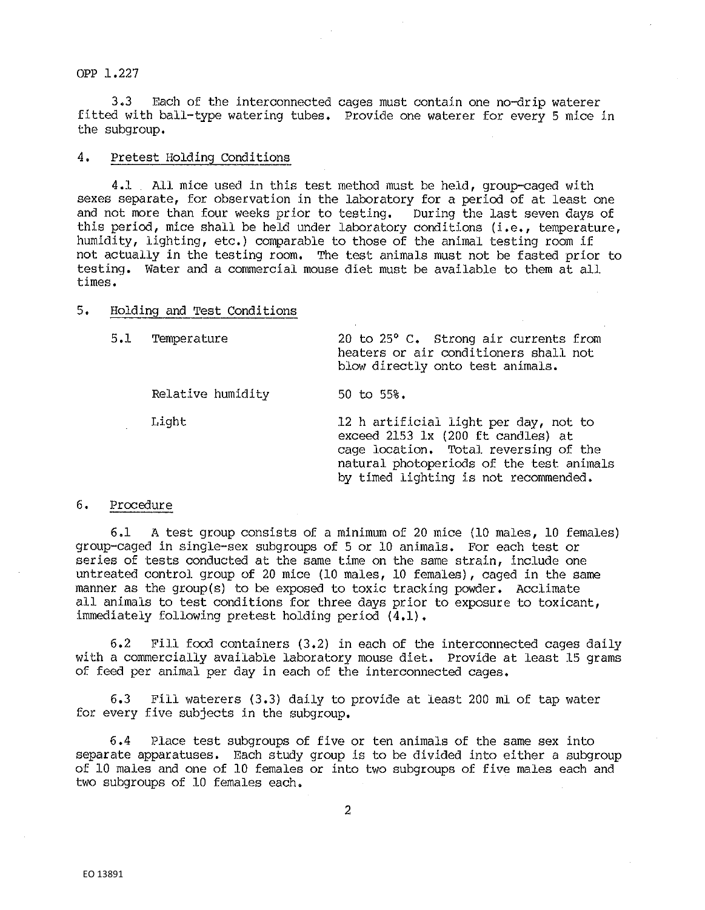3.3 Each of the interconnected cages must contain one no-drip waterer fitted with ball-type watering tubes. Provide one waterer for every 5 mice in the subgroup.

## 4. Pretest Holding Conditions

4.1 All mice used in this test method must be held, group-caged with sexes separate, for observation in the laboratory for a period of at least one and not more than four weeks prior to testing. During the last seven days of this period, mice shall be held under laboratory conditions (i.e., temperature, humidity, lighting, etc.) comparable to those of the animal testing room if not actually in the testing room. The test animals must not be fasted prior to testing. Water and a commercial mouse diet must be available to them at all times.

## 5. Holding and Test Conditions

| | |
|---|---|
| 5.1 Temperature | 20 to 25° C. Strong air currents from heaters or air conditioners shall not blow directly onto test animals. |
| Relative humidity | 50 to 55%. |
| Light | 12 h artificial light per day, not to exceed 2153 lx (200 ft candles) at cage location. Total reversing of the natural photoperiods of the test animals by timed lighting is not recommended. |

## 6. Procedure

6.1 A test group consists of a minimum of 20 mice (10 males, 10 females) group-caged in single-sex subgroups of 5 or 10 animals. For each test or series of tests conducted at the same time on the same strain, include one untreated control group of 20 mice (10 males, 10 females), caged in the same manner as the group(s) to be exposed to toxic tracking powder. Acclimate all animals to test conditions for three days prior to exposure to toxicant, immediately following pretest holding period (4.1).

6.2 Fill food containers (3.2) in each of the interconnected cages daily with a commercially available laboratory mouse diet. Provide at least 15 grams of feed per animal per day in each of the interconnected cages.

6.3 Fill waterers (3.3) daily to provide at least 200 ml of tap water for every five subjects in the subgroup.

6.4 Place test subgroups of five or ten animals of the same sex into separate apparatuses. Each study group is to be divided into either a subgroup of 10 males and one of 10 females or into two subgroups of five males each and two subgroups of 10 females each.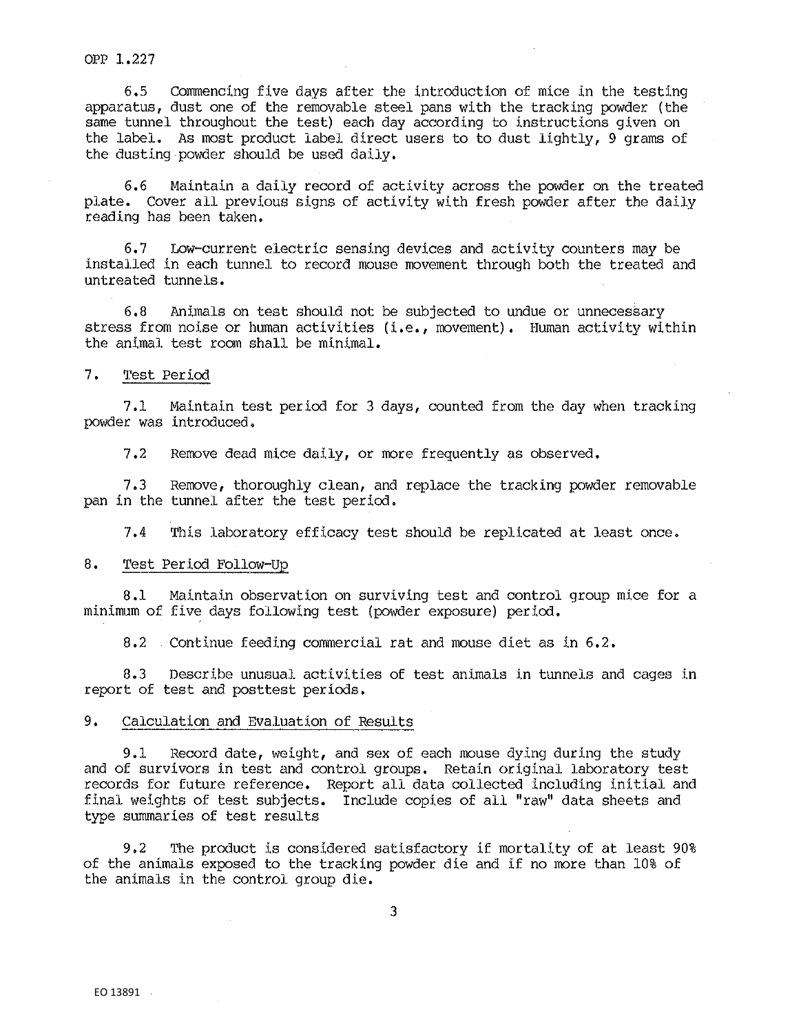6.5 Commencing five days after the introduction of mice in the testing apparatus, dust one of the removable steel pans with the tracking powder (the same tunnel throughout the test) each day according to instructions given on the label. As most product label direct users to to dust lightly, 9 grams of the dusting powder should be used daily.

6.6 Maintain a daily record of activity across the powder on the treated plate. Cover all previous signs of activity with fresh powder after the daily reading has been taken.

6.7 Low-current electric sensing devices and activity counters may be installed in each tunnel to record mouse movement through both the treated and untreated tunnels.

6.8 Animals on test should not be subjected to undue or unnecessary stress from noise or human activities (i.e., movement). Human activity within the animal test room shall be minimal.

## 7. Test Period

7.1 Maintain test period for 3 days, counted from the day when tracking powder was introduced.

7.2 Remove dead mice daily, or more frequently as observed.

7.3 Remove, thoroughly clean, and replace the tracking powder removable pan in the tunnel after the test period.

7.4 This laboratory efficacy test should be replicated at least once.

## 8. Test Period Follow-Up

8.1 Maintain observation on surviving test and control group mice for a minimum of five days following test (powder exposure) period.

8.2 Continue feeding commercial rat and mouse diet as in 6.2.

8.3 Describe unusual activities of test animals in tunnels and cages in report of test and posttest periods.

## 9. Calculation and Evaluation of Results

9.1 Record date, weight, and sex of each mouse dying during the study and of survivors in test and control groups. Retain original laboratory test records for future reference. Report all data collected including initial and final weights of test subjects. Include copies of all "raw" data sheets and type summaries of test results

9.2 The product is considered satisfactory if mortality of at least 90% of the animals exposed to the tracking powder die and if no more than 10% of the animals in the control group die.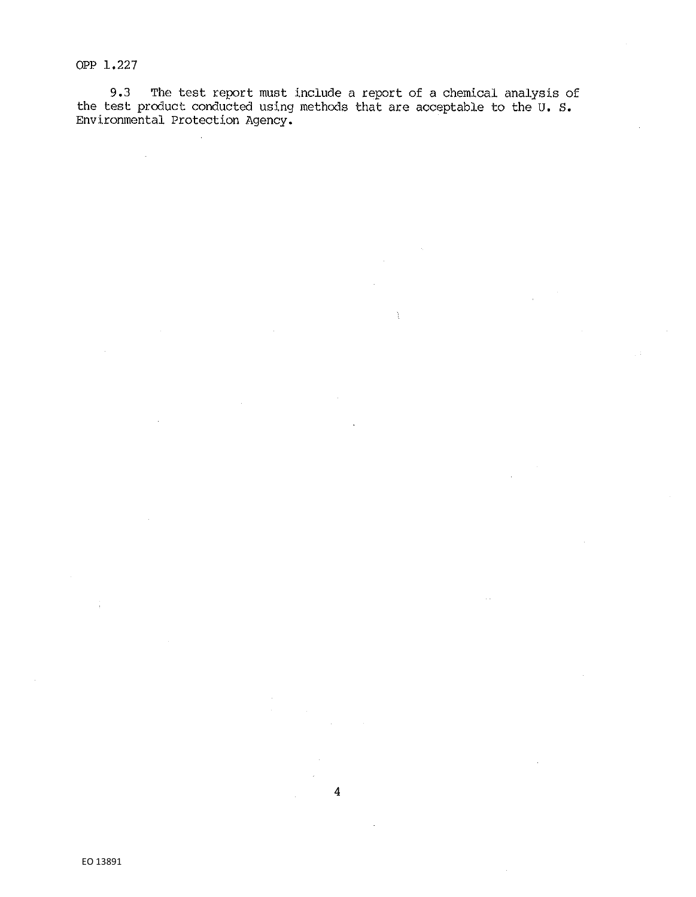9.3 The test report must include a report of a chemical analysis of the test product conducted using methods that are acceptable to the U. S. Environmental Protection Agency.